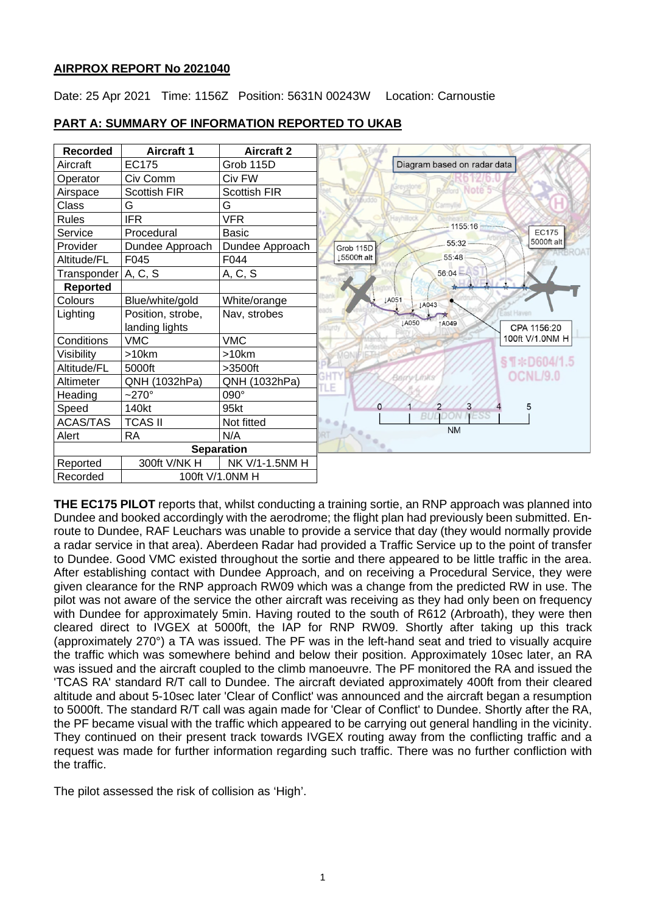**AIRPROX REPORT No 2021040**

Date: 25 Apr 2021 Time: 1156Z Position: 5631N 00243W Location: Carnoustie

## PART A: SUMMARY OF INFORMATION REPORTED TO UKAB

| Recorded | Aircraft 1 | Aircraft 2 |
|---|---|---|
| Aircraft | EC175 | Grob 115D |
| Operator | Civ Comm | Civ FW |
| Airspace | Scottish FIR | Scottish FIR |
| Class | G | G |
| Rules | IFR | VFR |
| Service | Procedural | Basic |
| Provider | Dundee Approach | Dundee Approach |
| Altitude/FL | F045 | F044 |
| Transponder | A, C, S | A, C, S |
| **Reported** | | |
| Colours | Blue/white/gold | White/orange |
| Lighting | Position, strobe, landing lights | Nav, strobes |
| Conditions | VMC | VMC |
| Visibility | >10km | >10km |
| Altitude/FL | 5000ft | >3500ft |
| Altimeter | QNH (1032hPa) | QNH (1032hPa) |
| Heading | ~270° | 090° |
| Speed | 140kt | 95kt |
| ACAS/TAS | TCAS II | Not fitted |
| Alert | RA | N/A |
| **Separation** | | |
| Reported | 300ft V/NK H | NK V/1-1.5NM H |
| Recorded | 100ft V/1.0NM H | |

Diagram based on radar data

**THE EC175 PILOT** reports that, whilst conducting a training sortie, an RNP approach was planned into Dundee and booked accordingly with the aerodrome; the flight plan had previously been submitted. En-route to Dundee, RAF Leuchars was unable to provide a service that day (they would normally provide a radar service in that area). Aberdeen Radar had provided a Traffic Service up to the point of transfer to Dundee. Good VMC existed throughout the sortie and there appeared to be little traffic in the area. After establishing contact with Dundee Approach, and on receiving a Procedural Service, they were given clearance for the RNP approach RW09 which was a change from the predicted RW in use. The pilot was not aware of the service the other aircraft was receiving as they had only been on frequency with Dundee for approximately 5min. Having routed to the south of R612 (Arbroath), they were then cleared direct to IVGEX at 5000ft, the IAP for RNP RW09. Shortly after taking up this track (approximately 270°) a TA was issued. The PF was in the left-hand seat and tried to visually acquire the traffic which was somewhere behind and below their position. Approximately 10sec later, an RA was issued and the aircraft coupled to the climb manoeuvre. The PF monitored the RA and issued the 'TCAS RA' standard R/T call to Dundee. The aircraft deviated approximately 400ft from their cleared altitude and about 5-10sec later 'Clear of Conflict' was announced and the aircraft began a resumption to 5000ft. The standard R/T call was again made for 'Clear of Conflict' to Dundee. Shortly after the RA, the PF became visual with the traffic which appeared to be carrying out general handling in the vicinity. They continued on their present track towards IVGEX routing away from the conflicting traffic and a request was made for further information regarding such traffic. There was no further confliction with the traffic.

The pilot assessed the risk of collision as 'High'.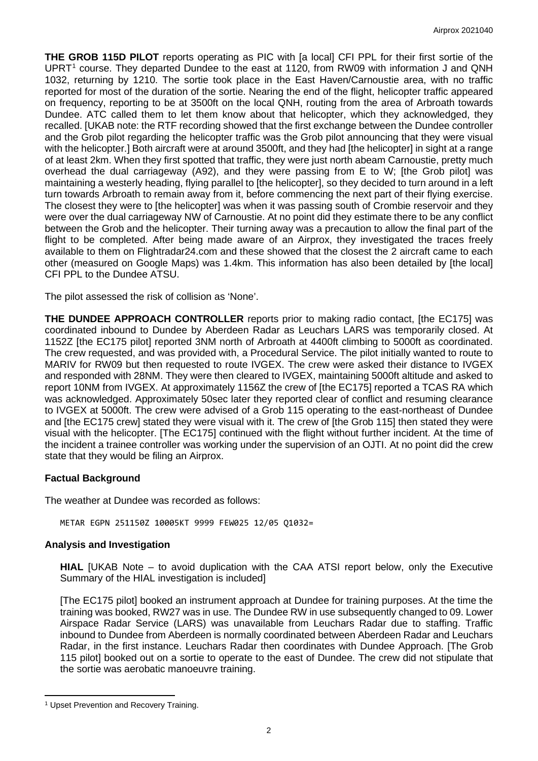**THE GROB 115D PILOT** reports operating as PIC with [a local] CFI PPL for their first sortie of the UPRT[1] course. They departed Dundee to the east at 1120, from RW09 with information J and QNH 1032, returning by 1210. The sortie took place in the East Haven/Carnoustie area, with no traffic reported for most of the duration of the sortie. Nearing the end of the flight, helicopter traffic appeared on frequency, reporting to be at 3500ft on the local QNH, routing from the area of Arbroath towards Dundee. ATC called them to let them know about that helicopter, which they acknowledged, they recalled. [UKAB note: the RTF recording showed that the first exchange between the Dundee controller and the Grob pilot regarding the helicopter traffic was the Grob pilot announcing that they were visual with the helicopter.] Both aircraft were at around 3500ft, and they had [the helicopter] in sight at a range of at least 2km. When they first spotted that traffic, they were just north abeam Carnoustie, pretty much overhead the dual carriageway (A92), and they were passing from E to W; [the Grob pilot] was maintaining a westerly heading, flying parallel to [the helicopter], so they decided to turn around in a left turn towards Arbroath to remain away from it, before commencing the next part of their flying exercise. The closest they were to [the helicopter] was when it was passing south of Crombie reservoir and they were over the dual carriageway NW of Carnoustie. At no point did they estimate there to be any conflict between the Grob and the helicopter. Their turning away was a precaution to allow the final part of the flight to be completed. After being made aware of an Airprox, they investigated the traces freely available to them on Flightradar24.com and these showed that the closest the 2 aircraft came to each other (measured on Google Maps) was 1.4km. This information has also been detailed by [the local] CFI PPL to the Dundee ATSU.

The pilot assessed the risk of collision as 'None'.

**THE DUNDEE APPROACH CONTROLLER** reports prior to making radio contact, [the EC175] was coordinated inbound to Dundee by Aberdeen Radar as Leuchars LARS was temporarily closed. At 1152Z [the EC175 pilot] reported 3NM north of Arbroath at 4400ft climbing to 5000ft as coordinated. The crew requested, and was provided with, a Procedural Service. The pilot initially wanted to route to MARIV for RW09 but then requested to route IVGEX. The crew were asked their distance to IVGEX and responded with 28NM. They were then cleared to IVGEX, maintaining 5000ft altitude and asked to report 10NM from IVGEX. At approximately 1156Z the crew of [the EC175] reported a TCAS RA which was acknowledged. Approximately 50sec later they reported clear of conflict and resuming clearance to IVGEX at 5000ft. The crew were advised of a Grob 115 operating to the east-northeast of Dundee and [the EC175 crew] stated they were visual with it. The crew of [the Grob 115] then stated they were visual with the helicopter. [The EC175] continued with the flight without further incident. At the time of the incident a trainee controller was working under the supervision of an OJTI. At no point did the crew state that they would be filing an Airprox.

## Factual Background

The weather at Dundee was recorded as follows:

```
METAR EGPN 251150Z 10005KT 9999 FEW025 12/05 Q1032=
```

## Analysis and Investigation

**HIAL** [UKAB Note – to avoid duplication with the CAA ATSI report below, only the Executive Summary of the HIAL investigation is included]

[The EC175 pilot] booked an instrument approach at Dundee for training purposes. At the time the training was booked, RW27 was in use. The Dundee RW in use subsequently changed to 09. Lower Airspace Radar Service (LARS) was unavailable from Leuchars Radar due to staffing. Traffic inbound to Dundee from Aberdeen is normally coordinated between Aberdeen Radar and Leuchars Radar, in the first instance. Leuchars Radar then coordinates with Dundee Approach. [The Grob 115 pilot] booked out on a sortie to operate to the east of Dundee. The crew did not stipulate that the sortie was aerobatic manoeuvre training.

[1] Upset Prevention and Recovery Training.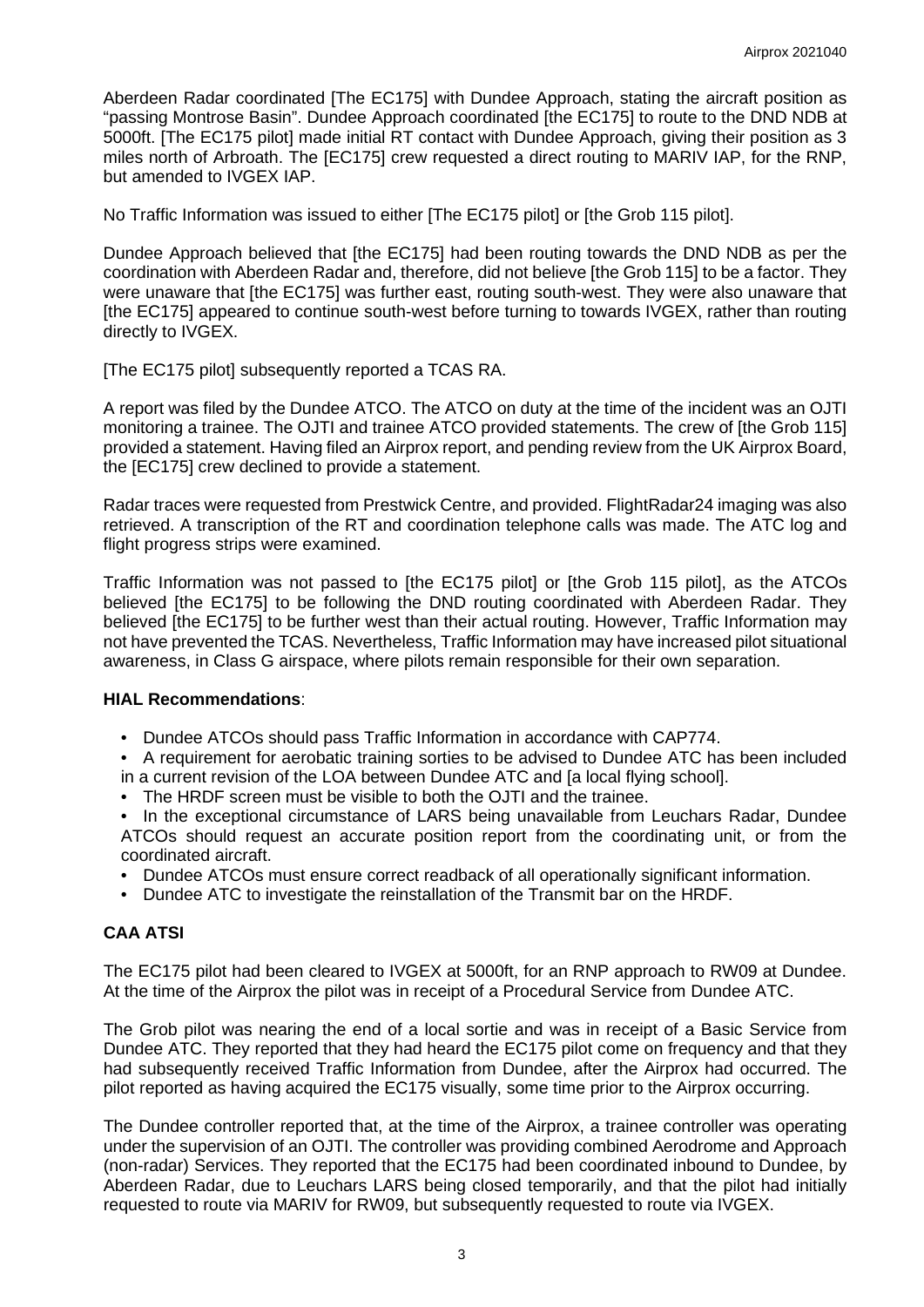Aberdeen Radar coordinated [The EC175] with Dundee Approach, stating the aircraft position as "passing Montrose Basin". Dundee Approach coordinated [the EC175] to route to the DND NDB at 5000ft. [The EC175 pilot] made initial RT contact with Dundee Approach, giving their position as 3 miles north of Arbroath. The [EC175] crew requested a direct routing to MARIV IAP, for the RNP, but amended to IVGEX IAP.

No Traffic Information was issued to either [The EC175 pilot] or [the Grob 115 pilot].

Dundee Approach believed that [the EC175] had been routing towards the DND NDB as per the coordination with Aberdeen Radar and, therefore, did not believe [the Grob 115] to be a factor. They were unaware that [the EC175] was further east, routing south-west. They were also unaware that [the EC175] appeared to continue south-west before turning to towards IVGEX, rather than routing directly to IVGEX.

[The EC175 pilot] subsequently reported a TCAS RA.

A report was filed by the Dundee ATCO. The ATCO on duty at the time of the incident was an OJTI monitoring a trainee. The OJTI and trainee ATCO provided statements. The crew of [the Grob 115] provided a statement. Having filed an Airprox report, and pending review from the UK Airprox Board, the [EC175] crew declined to provide a statement.

Radar traces were requested from Prestwick Centre, and provided. FlightRadar24 imaging was also retrieved. A transcription of the RT and coordination telephone calls was made. The ATC log and flight progress strips were examined.

Traffic Information was not passed to [the EC175 pilot] or [the Grob 115 pilot], as the ATCOs believed [the EC175] to be following the DND routing coordinated with Aberdeen Radar. They believed [the EC175] to be further west than their actual routing. However, Traffic Information may not have prevented the TCAS. Nevertheless, Traffic Information may have increased pilot situational awareness, in Class G airspace, where pilots remain responsible for their own separation.

**HIAL Recommendations**:

- Dundee ATCOs should pass Traffic Information in accordance with CAP774.
- A requirement for aerobatic training sorties to be advised to Dundee ATC has been included in a current revision of the LOA between Dundee ATC and [a local flying school].
- The HRDF screen must be visible to both the OJTI and the trainee.
- In the exceptional circumstance of LARS being unavailable from Leuchars Radar, Dundee ATCOs should request an accurate position report from the coordinating unit, or from the coordinated aircraft.
- Dundee ATCOs must ensure correct readback of all operationally significant information.
- Dundee ATC to investigate the reinstallation of the Transmit bar on the HRDF.

## CAA ATSI

The EC175 pilot had been cleared to IVGEX at 5000ft, for an RNP approach to RW09 at Dundee. At the time of the Airprox the pilot was in receipt of a Procedural Service from Dundee ATC.

The Grob pilot was nearing the end of a local sortie and was in receipt of a Basic Service from Dundee ATC. They reported that they had heard the EC175 pilot come on frequency and that they had subsequently received Traffic Information from Dundee, after the Airprox had occurred. The pilot reported as having acquired the EC175 visually, some time prior to the Airprox occurring.

The Dundee controller reported that, at the time of the Airprox, a trainee controller was operating under the supervision of an OJTI. The controller was providing combined Aerodrome and Approach (non-radar) Services. They reported that the EC175 had been coordinated inbound to Dundee, by Aberdeen Radar, due to Leuchars LARS being closed temporarily, and that the pilot had initially requested to route via MARIV for RW09, but subsequently requested to route via IVGEX.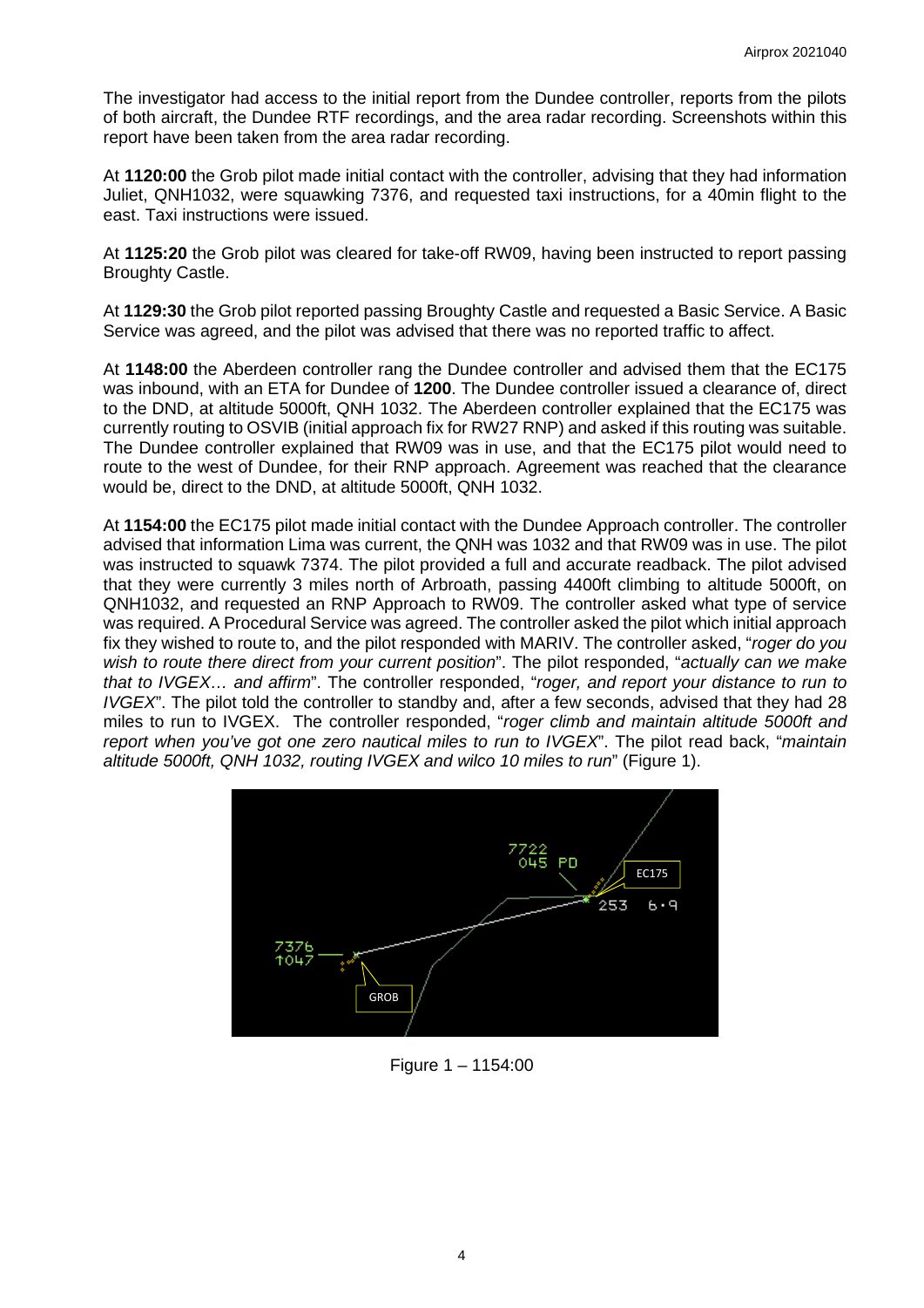The investigator had access to the initial report from the Dundee controller, reports from the pilots of both aircraft, the Dundee RTF recordings, and the area radar recording. Screenshots within this report have been taken from the area radar recording.

At **1120:00** the Grob pilot made initial contact with the controller, advising that they had information Juliet, QNH1032, were squawking 7376, and requested taxi instructions, for a 40min flight to the east. Taxi instructions were issued.

At **1125:20** the Grob pilot was cleared for take-off RW09, having been instructed to report passing Broughty Castle.

At **1129:30** the Grob pilot reported passing Broughty Castle and requested a Basic Service. A Basic Service was agreed, and the pilot was advised that there was no reported traffic to affect.

At **1148:00** the Aberdeen controller rang the Dundee controller and advised them that the EC175 was inbound, with an ETA for Dundee of **1200**. The Dundee controller issued a clearance of, direct to the DND, at altitude 5000ft, QNH 1032. The Aberdeen controller explained that the EC175 was currently routing to OSVIB (initial approach fix for RW27 RNP) and asked if this routing was suitable. The Dundee controller explained that RW09 was in use, and that the EC175 pilot would need to route to the west of Dundee, for their RNP approach. Agreement was reached that the clearance would be, direct to the DND, at altitude 5000ft, QNH 1032.

At **1154:00** the EC175 pilot made initial contact with the Dundee Approach controller. The controller advised that information Lima was current, the QNH was 1032 and that RW09 was in use. The pilot was instructed to squawk 7374. The pilot provided a full and accurate readback. The pilot advised that they were currently 3 miles north of Arbroath, passing 4400ft climbing to altitude 5000ft, on QNH1032, and requested an RNP Approach to RW09. The controller asked what type of service was required. A Procedural Service was agreed. The controller asked the pilot which initial approach fix they wished to route to, and the pilot responded with MARIV. The controller asked, "*roger do you wish to route there direct from your current position*". The pilot responded, "*actually can we make that to IVGEX… and affirm*". The controller responded, "*roger, and report your distance to run to IVGEX*". The pilot told the controller to standby and, after a few seconds, advised that they had 28 miles to run to IVGEX. The controller responded, "*roger climb and maintain altitude 5000ft and report when you've got one zero nautical miles to run to IVGEX*". The pilot read back, "*maintain altitude 5000ft, QNH 1032, routing IVGEX and wilco 10 miles to run*" (Figure 1).

Figure 1 – 1154:00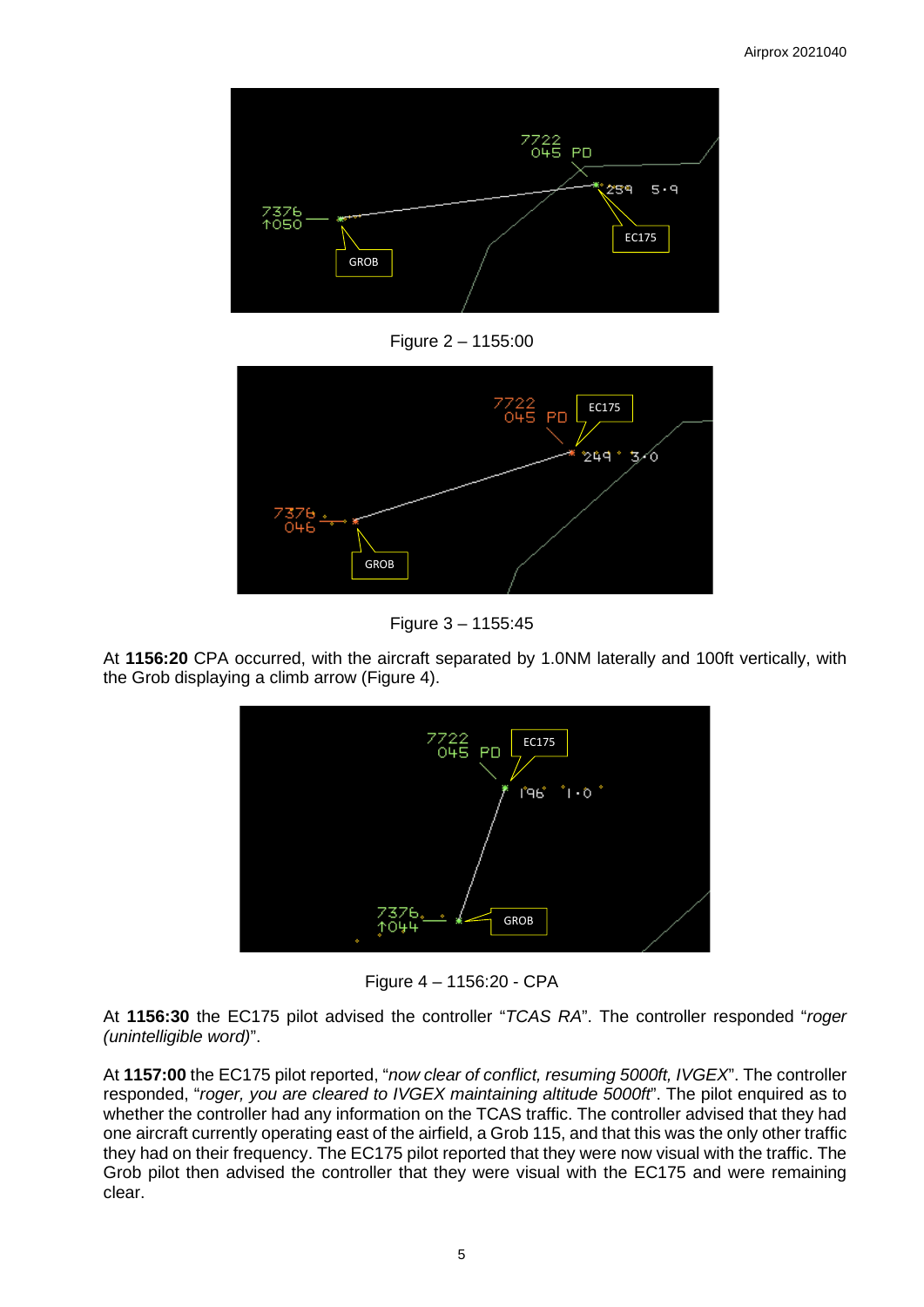Figure 2 – 1155:00

Figure 3 – 1155:45

At **1156:20** CPA occurred, with the aircraft separated by 1.0NM laterally and 100ft vertically, with the Grob displaying a climb arrow (Figure 4).

Figure 4 – 1156:20 - CPA

At **1156:30** the EC175 pilot advised the controller "*TCAS RA*". The controller responded "*roger (unintelligible word)*".

At **1157:00** the EC175 pilot reported, "*now clear of conflict, resuming 5000ft, IVGEX*". The controller responded, "*roger, you are cleared to IVGEX maintaining altitude 5000ft*". The pilot enquired as to whether the controller had any information on the TCAS traffic. The controller advised that they had one aircraft currently operating east of the airfield, a Grob 115, and that this was the only other traffic they had on their frequency. The EC175 pilot reported that they were now visual with the traffic. The Grob pilot then advised the controller that they were visual with the EC175 and were remaining clear.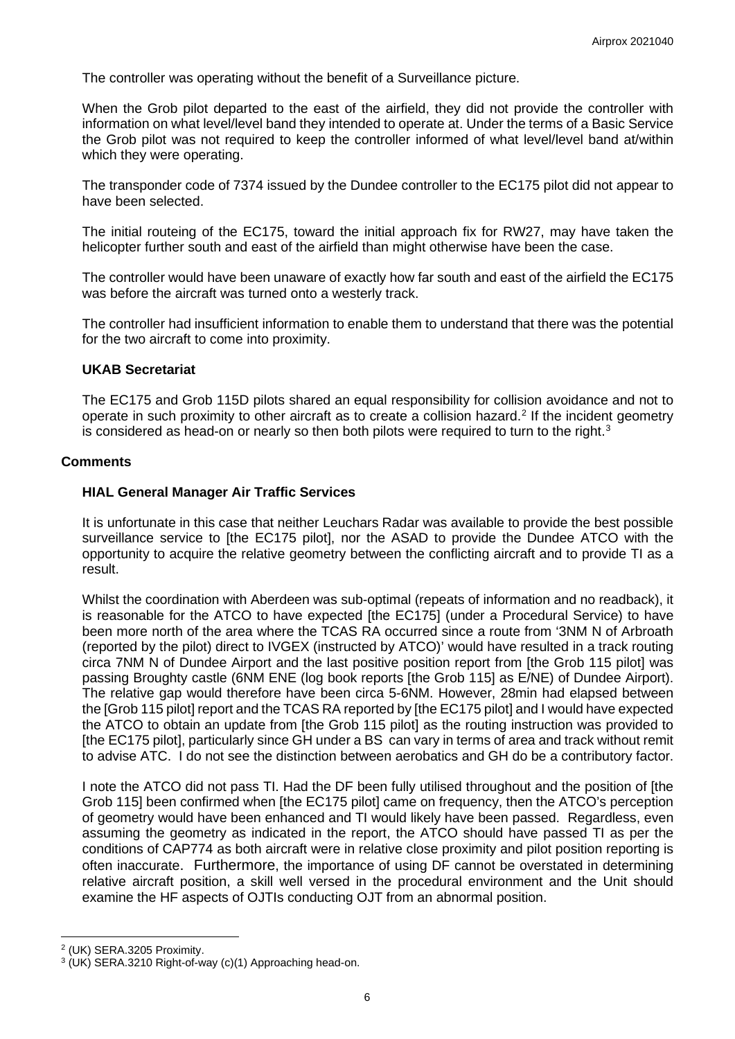The controller was operating without the benefit of a Surveillance picture.

When the Grob pilot departed to the east of the airfield, they did not provide the controller with information on what level/level band they intended to operate at. Under the terms of a Basic Service the Grob pilot was not required to keep the controller informed of what level/level band at/within which they were operating.

The transponder code of 7374 issued by the Dundee controller to the EC175 pilot did not appear to have been selected.

The initial routeing of the EC175, toward the initial approach fix for RW27, may have taken the helicopter further south and east of the airfield than might otherwise have been the case.

The controller would have been unaware of exactly how far south and east of the airfield the EC175 was before the aircraft was turned onto a westerly track.

The controller had insufficient information to enable them to understand that there was the potential for the two aircraft to come into proximity.

### UKAB Secretariat

The EC175 and Grob 115D pilots shared an equal responsibility for collision avoidance and not to operate in such proximity to other aircraft as to create a collision hazard.[2] If the incident geometry is considered as head-on or nearly so then both pilots were required to turn to the right.[3]

## Comments

### HIAL General Manager Air Traffic Services

It is unfortunate in this case that neither Leuchars Radar was available to provide the best possible surveillance service to [the EC175 pilot], nor the ASAD to provide the Dundee ATCO with the opportunity to acquire the relative geometry between the conflicting aircraft and to provide TI as a result.

Whilst the coordination with Aberdeen was sub-optimal (repeats of information and no readback), it is reasonable for the ATCO to have expected [the EC175] (under a Procedural Service) to have been more north of the area where the TCAS RA occurred since a route from '3NM N of Arbroath (reported by the pilot) direct to IVGEX (instructed by ATCO)' would have resulted in a track routing circa 7NM N of Dundee Airport and the last positive position report from [the Grob 115 pilot] was passing Broughty castle (6NM ENE (log book reports [the Grob 115] as E/NE) of Dundee Airport). The relative gap would therefore have been circa 5-6NM. However, 28min had elapsed between the [Grob 115 pilot] report and the TCAS RA reported by [the EC175 pilot] and I would have expected the ATCO to obtain an update from [the Grob 115 pilot] as the routing instruction was provided to [the EC175 pilot], particularly since GH under a BS can vary in terms of area and track without remit to advise ATC. I do not see the distinction between aerobatics and GH do be a contributory factor.

I note the ATCO did not pass TI. Had the DF been fully utilised throughout and the position of [the Grob 115] been confirmed when [the EC175 pilot] came on frequency, then the ATCO's perception of geometry would have been enhanced and TI would likely have been passed. Regardless, even assuming the geometry as indicated in the report, the ATCO should have passed TI as per the conditions of CAP774 as both aircraft were in relative close proximity and pilot position reporting is often inaccurate. Furthermore, the importance of using DF cannot be overstated in determining relative aircraft position, a skill well versed in the procedural environment and the Unit should examine the HF aspects of OJTIs conducting OJT from an abnormal position.

---

[2] (UK) SERA.3205 Proximity.

[3] (UK) SERA.3210 Right-of-way (c)(1) Approaching head-on.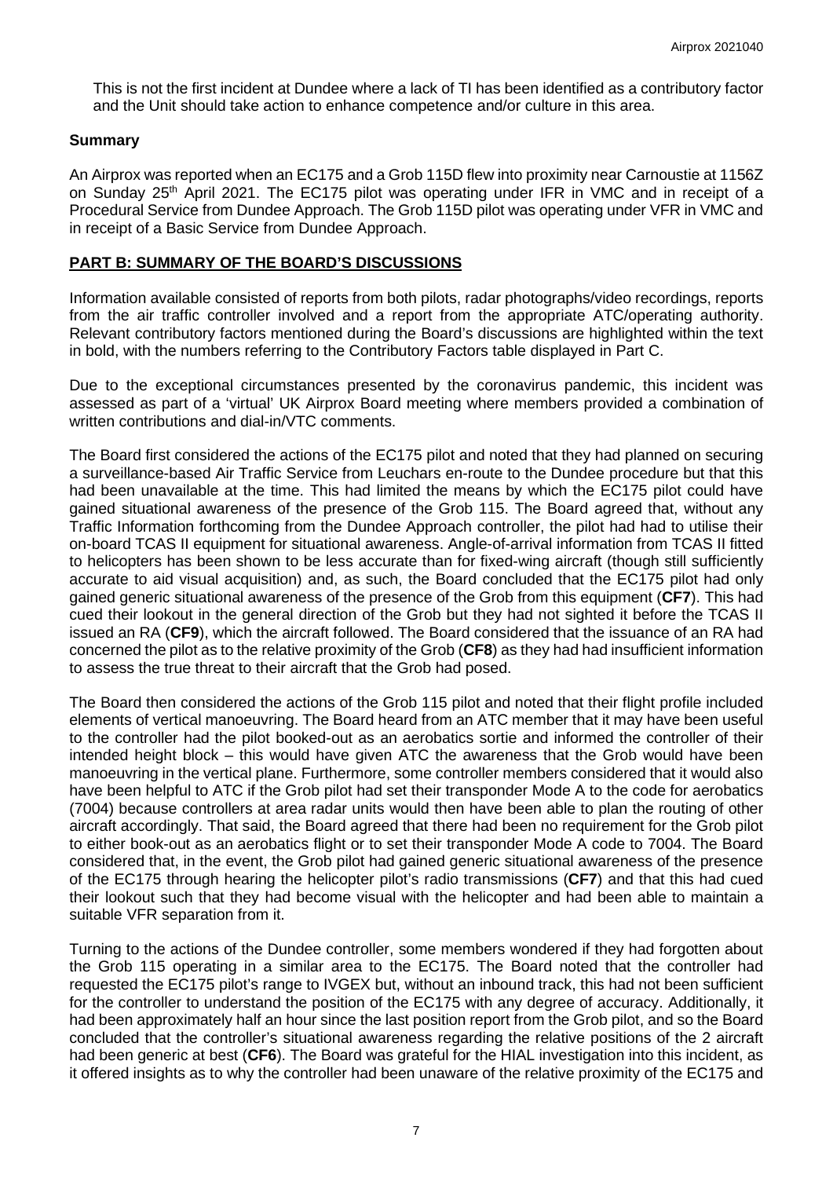This is not the first incident at Dundee where a lack of TI has been identified as a contributory factor and the Unit should take action to enhance competence and/or culture in this area.

### Summary

An Airprox was reported when an EC175 and a Grob 115D flew into proximity near Carnoustie at 1156Z on Sunday 25th April 2021. The EC175 pilot was operating under IFR in VMC and in receipt of a Procedural Service from Dundee Approach. The Grob 115D pilot was operating under VFR in VMC and in receipt of a Basic Service from Dundee Approach.

## PART B: SUMMARY OF THE BOARD'S DISCUSSIONS

Information available consisted of reports from both pilots, radar photographs/video recordings, reports from the air traffic controller involved and a report from the appropriate ATC/operating authority. Relevant contributory factors mentioned during the Board's discussions are highlighted within the text in bold, with the numbers referring to the Contributory Factors table displayed in Part C.

Due to the exceptional circumstances presented by the coronavirus pandemic, this incident was assessed as part of a 'virtual' UK Airprox Board meeting where members provided a combination of written contributions and dial-in/VTC comments.

The Board first considered the actions of the EC175 pilot and noted that they had planned on securing a surveillance-based Air Traffic Service from Leuchars en-route to the Dundee procedure but that this had been unavailable at the time. This had limited the means by which the EC175 pilot could have gained situational awareness of the presence of the Grob 115. The Board agreed that, without any Traffic Information forthcoming from the Dundee Approach controller, the pilot had had to utilise their on-board TCAS II equipment for situational awareness. Angle-of-arrival information from TCAS II fitted to helicopters has been shown to be less accurate than for fixed-wing aircraft (though still sufficiently accurate to aid visual acquisition) and, as such, the Board concluded that the EC175 pilot had only gained generic situational awareness of the presence of the Grob from this equipment (**CF7**). This had cued their lookout in the general direction of the Grob but they had not sighted it before the TCAS II issued an RA (**CF9**), which the aircraft followed. The Board considered that the issuance of an RA had concerned the pilot as to the relative proximity of the Grob (**CF8**) as they had had insufficient information to assess the true threat to their aircraft that the Grob had posed.

The Board then considered the actions of the Grob 115 pilot and noted that their flight profile included elements of vertical manoeuvring. The Board heard from an ATC member that it may have been useful to the controller had the pilot booked-out as an aerobatics sortie and informed the controller of their intended height block – this would have given ATC the awareness that the Grob would have been manoeuvring in the vertical plane. Furthermore, some controller members considered that it would also have been helpful to ATC if the Grob pilot had set their transponder Mode A to the code for aerobatics (7004) because controllers at area radar units would then have been able to plan the routing of other aircraft accordingly. That said, the Board agreed that there had been no requirement for the Grob pilot to either book-out as an aerobatics flight or to set their transponder Mode A code to 7004. The Board considered that, in the event, the Grob pilot had gained generic situational awareness of the presence of the EC175 through hearing the helicopter pilot's radio transmissions (**CF7**) and that this had cued their lookout such that they had become visual with the helicopter and had been able to maintain a suitable VFR separation from it.

Turning to the actions of the Dundee controller, some members wondered if they had forgotten about the Grob 115 operating in a similar area to the EC175. The Board noted that the controller had requested the EC175 pilot's range to IVGEX but, without an inbound track, this had not been sufficient for the controller to understand the position of the EC175 with any degree of accuracy. Additionally, it had been approximately half an hour since the last position report from the Grob pilot, and so the Board concluded that the controller's situational awareness regarding the relative positions of the 2 aircraft had been generic at best (**CF6**). The Board was grateful for the HIAL investigation into this incident, as it offered insights as to why the controller had been unaware of the relative proximity of the EC175 and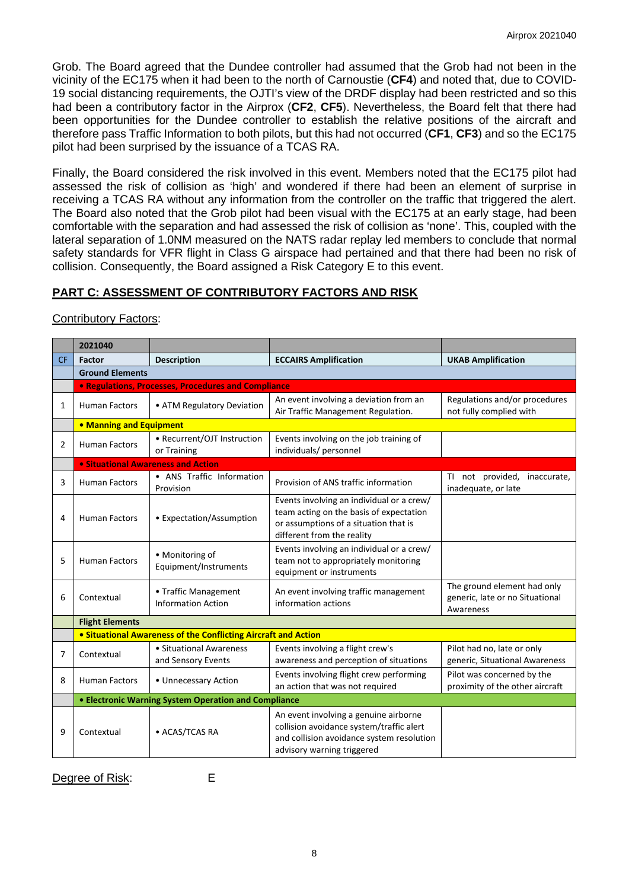Grob. The Board agreed that the Dundee controller had assumed that the Grob had not been in the vicinity of the EC175 when it had been to the north of Carnoustie (**CF4**) and noted that, due to COVID-19 social distancing requirements, the OJTI's view of the DRDF display had been restricted and so this had been a contributory factor in the Airprox (**CF2**, **CF5**). Nevertheless, the Board felt that there had been opportunities for the Dundee controller to establish the relative positions of the aircraft and therefore pass Traffic Information to both pilots, but this had not occurred (**CF1**, **CF3**) and so the EC175 pilot had been surprised by the issuance of a TCAS RA.

Finally, the Board considered the risk involved in this event. Members noted that the EC175 pilot had assessed the risk of collision as 'high' and wondered if there had been an element of surprise in receiving a TCAS RA without any information from the controller on the traffic that triggered the alert. The Board also noted that the Grob pilot had been visual with the EC175 at an early stage, had been comfortable with the separation and had assessed the risk of collision as 'none'. This, coupled with the lateral separation of 1.0NM measured on the NATS radar replay led members to conclude that normal safety standards for VFR flight in Class G airspace had pertained and that there had been no risk of collision. Consequently, the Board assigned a Risk Category E to this event.

## PART C: ASSESSMENT OF CONTRIBUTORY FACTORS AND RISK

Contributory Factors:

| | 2021040 | | | |
|---|---|---|---|---|
| CF | Factor | Description | ECCAIRS Amplification | UKAB Amplification |
| | **Ground Elements** | | | |
| | **• Regulations, Processes, Procedures and Compliance** | | | |
| 1 | Human Factors | • ATM Regulatory Deviation | An event involving a deviation from an Air Traffic Management Regulation. | Regulations and/or procedures not fully complied with |
| | **• Manning and Equipment** | | | |
| 2 | Human Factors | • Recurrent/OJT Instruction or Training | Events involving on the job training of individuals/ personnel | |
| | **• Situational Awareness and Action** | | | |
| 3 | Human Factors | • ANS Traffic Information Provision | Provision of ANS traffic information | TI not provided, inaccurate, inadequate, or late |
| 4 | Human Factors | • Expectation/Assumption | Events involving an individual or a crew/ team acting on the basis of expectation or assumptions of a situation that is different from the reality | |
| 5 | Human Factors | • Monitoring of Equipment/Instruments | Events involving an individual or a crew/ team not to appropriately monitoring equipment or instruments | |
| 6 | Contextual | • Traffic Management Information Action | An event involving traffic management information actions | The ground element had only generic, late or no Situational Awareness |
| | **Flight Elements** | | | |
| | **• Situational Awareness of the Conflicting Aircraft and Action** | | | |
| 7 | Contextual | • Situational Awareness and Sensory Events | Events involving a flight crew's awareness and perception of situations | Pilot had no, late or only generic, Situational Awareness |
| 8 | Human Factors | • Unnecessary Action | Events involving flight crew performing an action that was not required | Pilot was concerned by the proximity of the other aircraft |
| | **• Electronic Warning System Operation and Compliance** | | | |
| 9 | Contextual | • ACAS/TCAS RA | An event involving a genuine airborne collision avoidance system/traffic alert and collision avoidance system resolution advisory warning triggered | |

Degree of Risk: E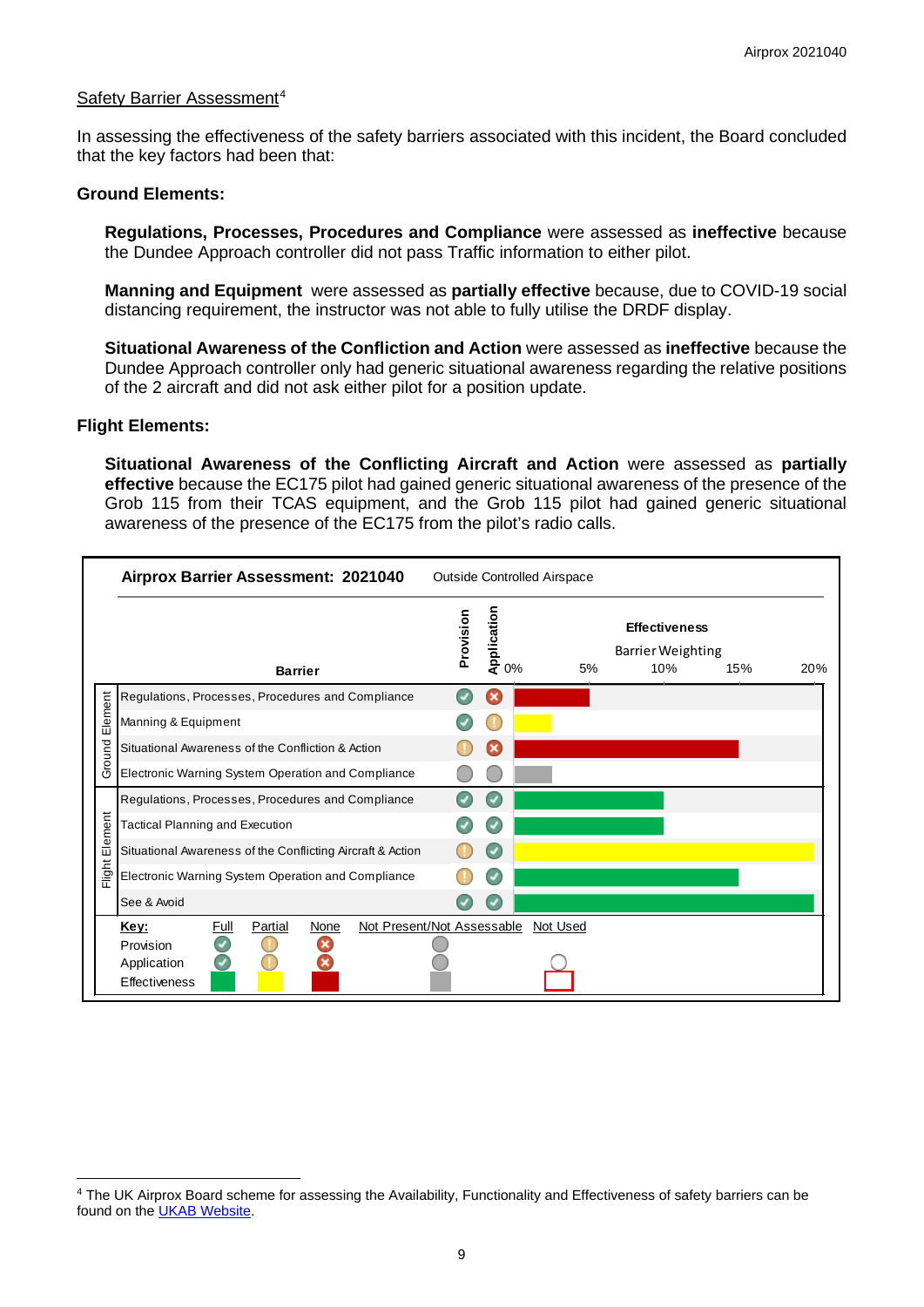Safety Barrier Assessment[4]

In assessing the effectiveness of the safety barriers associated with this incident, the Board concluded that the key factors had been that:

**Ground Elements:**

**Regulations, Processes, Procedures and Compliance** were assessed as **ineffective** because the Dundee Approach controller did not pass Traffic information to either pilot.

**Manning and Equipment** were assessed as **partially effective** because, due to COVID-19 social distancing requirement, the instructor was not able to fully utilise the DRDF display.

**Situational Awareness of the Confliction and Action** were assessed as **ineffective** because the Dundee Approach controller only had generic situational awareness regarding the relative positions of the 2 aircraft and did not ask either pilot for a position update.

**Flight Elements:**

**Situational Awareness of the Conflicting Aircraft and Action** were assessed as **partially effective** because the EC175 pilot had gained generic situational awareness of the presence of the Grob 115 from their TCAS equipment, and the Grob 115 pilot had gained generic situational awareness of the presence of the EC175 from the pilot's radio calls.

Airprox Barrier Assessment: 2021040

Outside Controlled Airspace

Barrier

Provision

Application

Effectiveness

Barrier Weighting

0% 5% 10% 15% 20%

Ground Element

Regulations, Processes, Procedures and Compliance

Manning & Equipment

Situational Awareness of the Confliction & Action

Electronic Warning System Operation and Compliance

Flight Element

Regulations, Processes, Procedures and Compliance

Tactical Planning and Execution

Situational Awareness of the Conflicting Aircraft & Action

Electronic Warning System Operation and Compliance

See & Avoid

Key: Full Partial None Not Present/Not Assessable Not Used

Provision

Application

Effectiveness

[4] The UK Airprox Board scheme for assessing the Availability, Functionality and Effectiveness of safety barriers can be found on the UKAB Website.